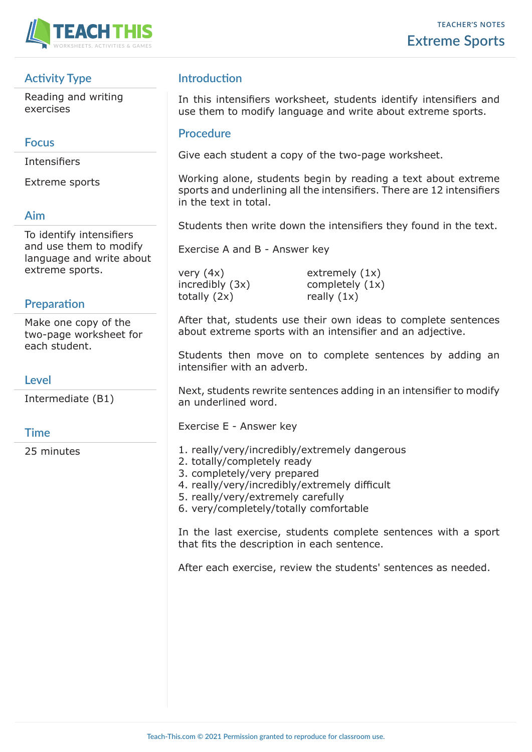# Extreme Sports

TEACHER'S NOTES

## Activity Type

Reading and writing exercises

## Focus

Intensifiers

Extreme sports

## Aim

To identify intensifiers and use them to modify language and write about extreme sports.

## Preparation

Make one copy of the two-page worksheet for each student.

## Level

Intermediate (B1)

## Time

25 minutes

## Introduction

In this intensifiers worksheet, students identify intensifiers and use them to modify language and write about extreme sports.

## Procedure

Give each student a copy of the two-page worksheet.

Working alone, students begin by reading a text about extreme sports and underlining all the intensifiers. There are 12 intensifiers in the text in total.

Students then write down the intensifiers they found in the text.

Exercise A and B - Answer key

very (4x)
incredibly (3x)
totally (2x)
extremely (1x)
completely (1x)
really (1x)

After that, students use their own ideas to complete sentences about extreme sports with an intensifier and an adjective.

Students then move on to complete sentences by adding an intensifier with an adverb.

Next, students rewrite sentences adding in an intensifier to modify an underlined word.

Exercise E - Answer key

1. really/very/incredibly/extremely dangerous
2. totally/completely ready
3. completely/very prepared
4. really/very/incredibly/extremely difficult
5. really/very/extremely carefully
6. very/completely/totally comfortable

In the last exercise, students complete sentences with a sport that fits the description in each sentence.

After each exercise, review the students' sentences as needed.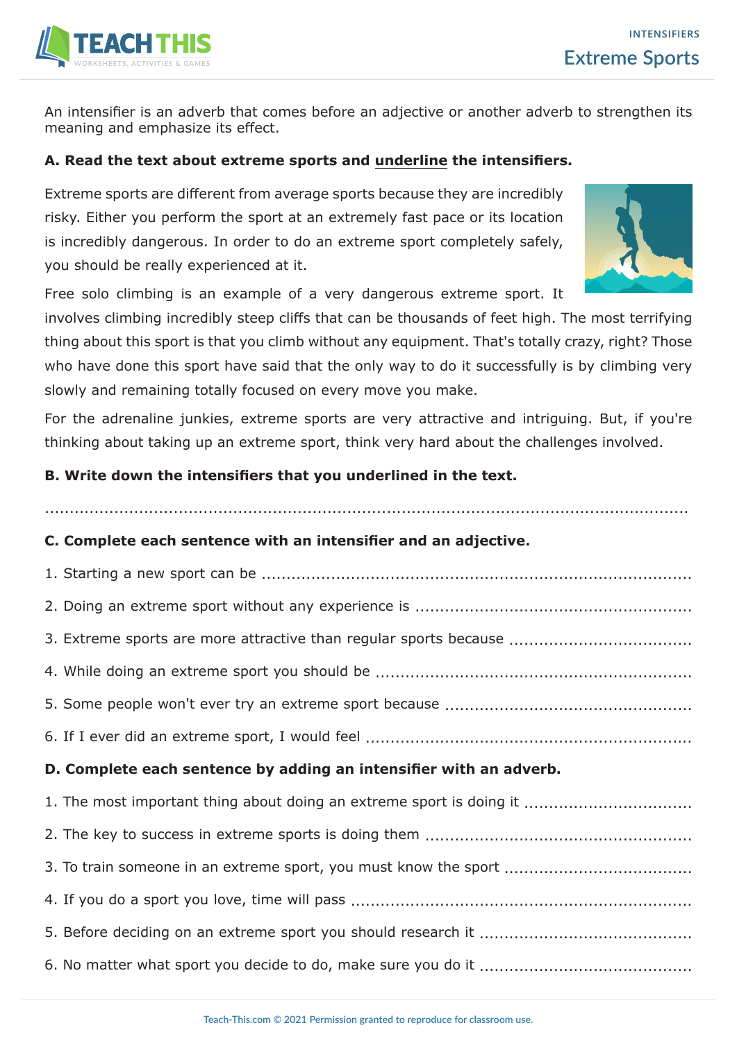An intensifier is an adverb that comes before an adjective or another adverb to strengthen its meaning and emphasize its effect.

**A. Read the text about extreme sports and underline the intensifiers.**

Extreme sports are different from average sports because they are incredibly risky. Either you perform the sport at an extremely fast pace or its location is incredibly dangerous. In order to do an extreme sport completely safely, you should be really experienced at it.

Free solo climbing is an example of a very dangerous extreme sport. It involves climbing incredibly steep cliffs that can be thousands of feet high. The most terrifying thing about this sport is that you climb without any equipment. That's totally crazy, right? Those who have done this sport have said that the only way to do it successfully is by climbing very slowly and remaining totally focused on every move you make.

For the adrenaline junkies, extreme sports are very attractive and intriguing. But, if you're thinking about taking up an extreme sport, think very hard about the challenges involved.

**B. Write down the intensifiers that you underlined in the text.**

..............................................................................................................................

**C. Complete each sentence with an intensifier and an adjective.**

1. Starting a new sport can be ..............................................................................
2. Doing an extreme sport without any experience is ..............................................
3. Extreme sports are more attractive than regular sports because ..............................
4. While doing an extreme sport you should be ......................................................
5. Some people won't ever try an extreme sport because ..........................................
6. If I ever did an extreme sport, I would feel ..........................................................

**D. Complete each sentence by adding an intensifier with an adverb.**

1. The most important thing about doing an extreme sport is doing it ............................
2. The key to success in extreme sports is doing them ................................................
3. To train someone in an extreme sport, you must know the sport ................................
4. If you do a sport you love, time will pass ..............................................................
5. Before deciding on an extreme sport you should research it .....................................
6. No matter what sport you decide to do, make sure you do it .....................................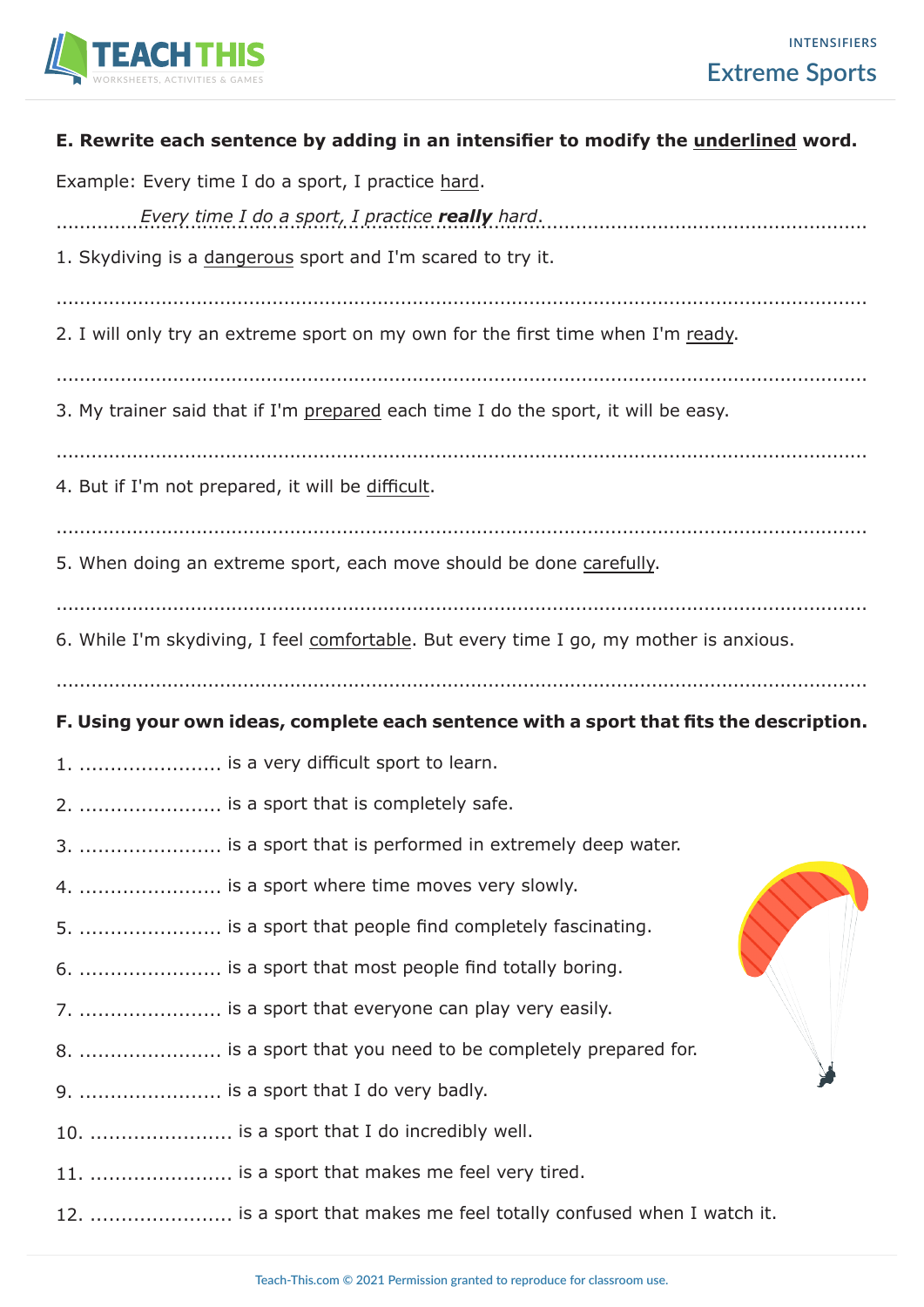**E. Rewrite each sentence by adding in an intensifier to modify the underlined word.**

Example: Every time I do a sport, I practice <u>hard</u>.

............*Every time I do a sport, I practice **really** hard*...................................................................

1. Skydiving is a <u>dangerous</u> sport and I'm scared to try it.

.......................................................................................................................................

2. I will only try an extreme sport on my own for the first time when I'm <u>ready</u>.

.......................................................................................................................................

3. My trainer said that if I'm <u>prepared</u> each time I do the sport, it will be easy.

.......................................................................................................................................

4. But if I'm not prepared, it will be <u>difficult</u>.

.......................................................................................................................................

5. When doing an extreme sport, each move should be done <u>carefully</u>.

.......................................................................................................................................

6. While I'm skydiving, I feel <u>comfortable</u>. But every time I go, my mother is anxious.

.......................................................................................................................................

**F. Using your own ideas, complete each sentence with a sport that fits the description.**

1. ....................... is a very difficult sport to learn.
2. ....................... is a sport that is completely safe.
3. ....................... is a sport that is performed in extremely deep water.
4. ....................... is a sport where time moves very slowly.
5. ....................... is a sport that people find completely fascinating.
6. ....................... is a sport that most people find totally boring.
7. ....................... is a sport that everyone can play very easily.
8. ....................... is a sport that you need to be completely prepared for.
9. ....................... is a sport that I do very badly.
10. ....................... is a sport that I do incredibly well.
11. ....................... is a sport that makes me feel very tired.
12. ....................... is a sport that makes me feel totally confused when I watch it.